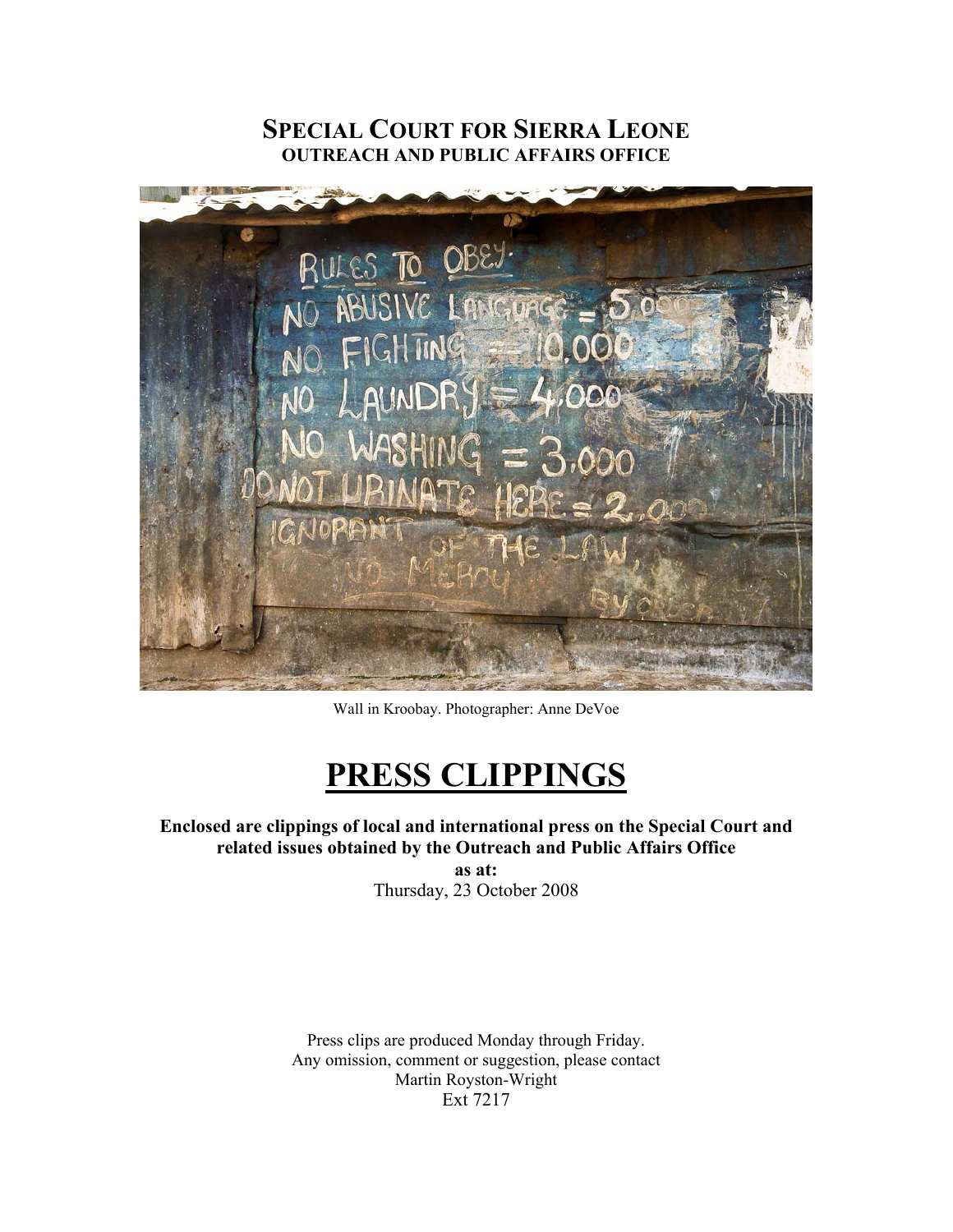# SPECIAL COURT FOR SIERRA LEONE
## OUTREACH AND PUBLIC AFFAIRS OFFICE

Wall in Kroobay. Photographer: Anne DeVoe

# PRESS CLIPPINGS

**Enclosed are clippings of local and international press on the Special Court and related issues obtained by the Outreach and Public Affairs Office**

**as at:**

Thursday, 23 October 2008

Press clips are produced Monday through Friday.
Any omission, comment or suggestion, please contact
Martin Royston-Wright
Ext 7217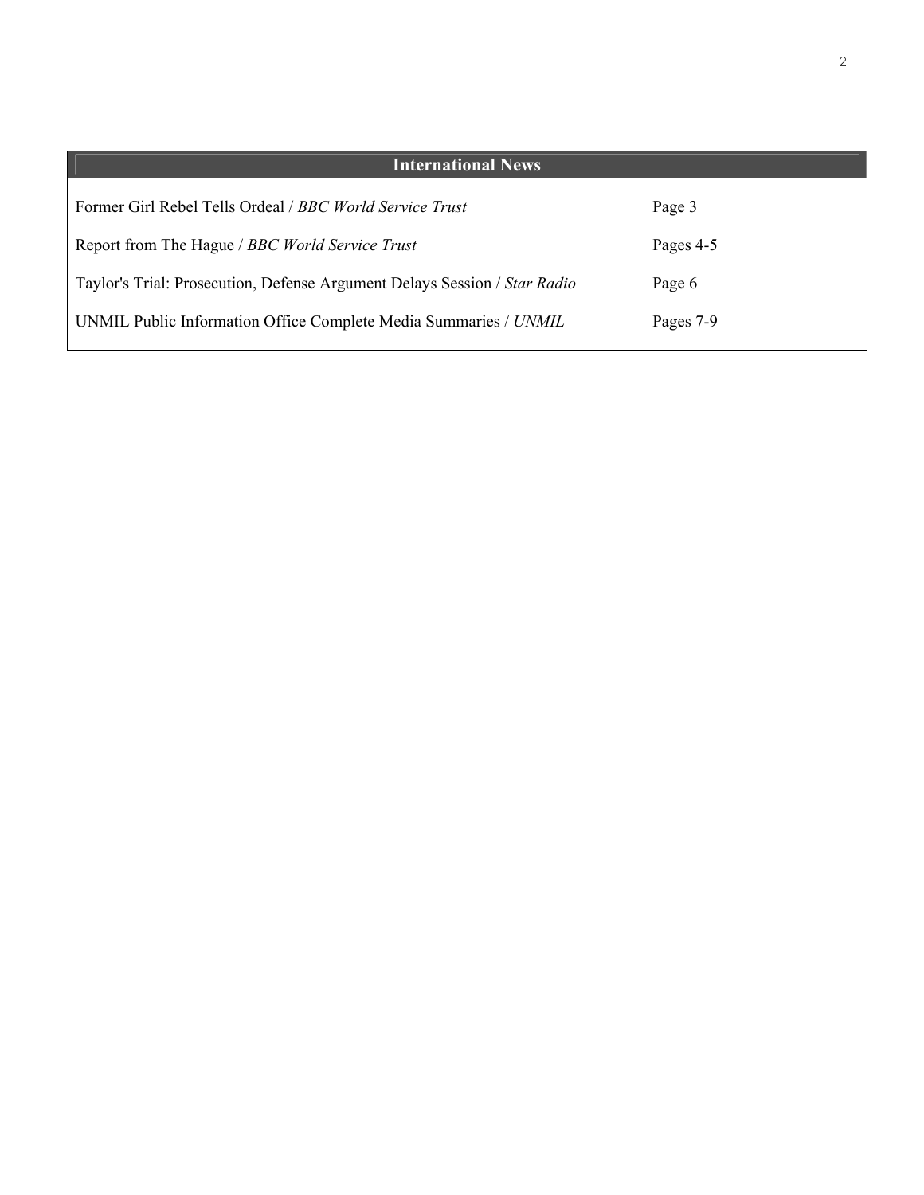## International News

| | |
|---|---|
| Former Girl Rebel Tells Ordeal / *BBC World Service Trust* | Page 3 |
| Report from The Hague / *BBC World Service Trust* | Pages 4-5 |
| Taylor's Trial: Prosecution, Defense Argument Delays Session / *Star Radio* | Page 6 |
| UNMIL Public Information Office Complete Media Summaries / *UNMIL* | Pages 7-9 |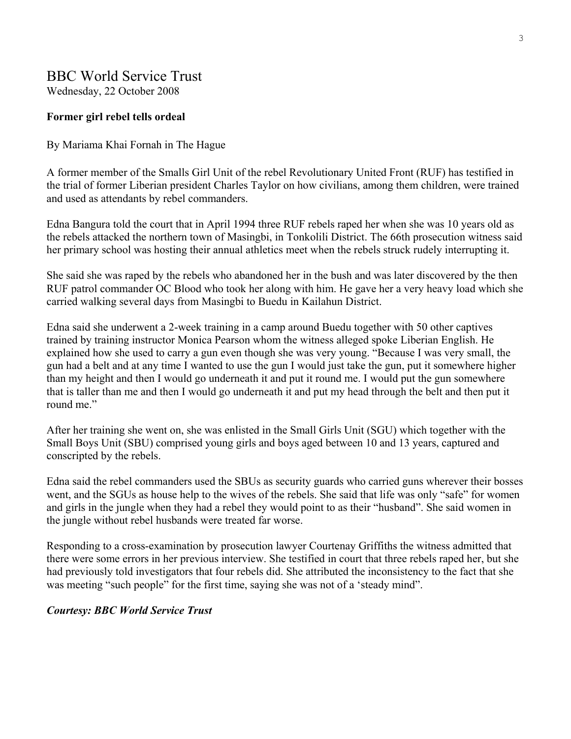# BBC World Service Trust

Wednesday, 22 October 2008

**Former girl rebel tells ordeal**

By Mariama Khai Fornah in The Hague

A former member of the Smalls Girl Unit of the rebel Revolutionary United Front (RUF) has testified in the trial of former Liberian president Charles Taylor on how civilians, among them children, were trained and used as attendants by rebel commanders.

Edna Bangura told the court that in April 1994 three RUF rebels raped her when she was 10 years old as the rebels attacked the northern town of Masingbi, in Tonkolili District. The 66th prosecution witness said her primary school was hosting their annual athletics meet when the rebels struck rudely interrupting it.

She said she was raped by the rebels who abandoned her in the bush and was later discovered by the then RUF patrol commander OC Blood who took her along with him. He gave her a very heavy load which she carried walking several days from Masingbi to Buedu in Kailahun District.

Edna said she underwent a 2-week training in a camp around Buedu together with 50 other captives trained by training instructor Monica Pearson whom the witness alleged spoke Liberian English. He explained how she used to carry a gun even though she was very young. "Because I was very small, the gun had a belt and at any time I wanted to use the gun I would just take the gun, put it somewhere higher than my height and then I would go underneath it and put it round me. I would put the gun somewhere that is taller than me and then I would go underneath it and put my head through the belt and then put it round me."

After her training she went on, she was enlisted in the Small Girls Unit (SGU) which together with the Small Boys Unit (SBU) comprised young girls and boys aged between 10 and 13 years, captured and conscripted by the rebels.

Edna said the rebel commanders used the SBUs as security guards who carried guns wherever their bosses went, and the SGUs as house help to the wives of the rebels. She said that life was only "safe" for women and girls in the jungle when they had a rebel they would point to as their "husband". She said women in the jungle without rebel husbands were treated far worse.

Responding to a cross-examination by prosecution lawyer Courtenay Griffiths the witness admitted that there were some errors in her previous interview. She testified in court that three rebels raped her, but she had previously told investigators that four rebels did. She attributed the inconsistency to the fact that she was meeting "such people" for the first time, saying she was not of a 'steady mind".

***Courtesy: BBC World Service Trust***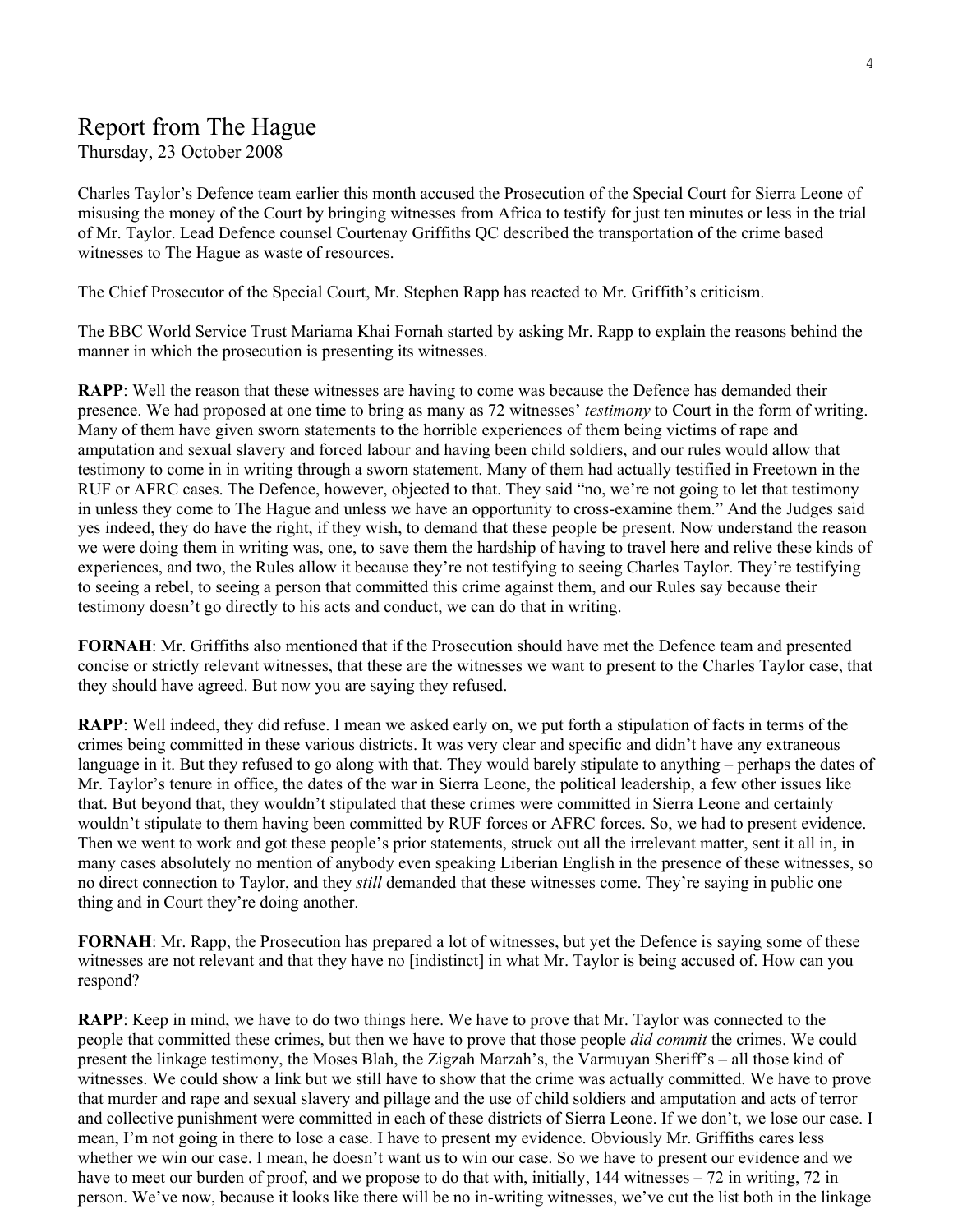# Report from The Hague

Thursday, 23 October 2008

Charles Taylor's Defence team earlier this month accused the Prosecution of the Special Court for Sierra Leone of misusing the money of the Court by bringing witnesses from Africa to testify for just ten minutes or less in the trial of Mr. Taylor. Lead Defence counsel Courtenay Griffiths QC described the transportation of the crime based witnesses to The Hague as waste of resources.

The Chief Prosecutor of the Special Court, Mr. Stephen Rapp has reacted to Mr. Griffith's criticism.

The BBC World Service Trust Mariama Khai Fornah started by asking Mr. Rapp to explain the reasons behind the manner in which the prosecution is presenting its witnesses.

**RAPP**: Well the reason that these witnesses are having to come was because the Defence has demanded their presence. We had proposed at one time to bring as many as 72 witnesses' *testimony* to Court in the form of writing. Many of them have given sworn statements to the horrible experiences of them being victims of rape and amputation and sexual slavery and forced labour and having been child soldiers, and our rules would allow that testimony to come in in writing through a sworn statement. Many of them had actually testified in Freetown in the RUF or AFRC cases. The Defence, however, objected to that. They said "no, we're not going to let that testimony in unless they come to The Hague and unless we have an opportunity to cross-examine them." And the Judges said yes indeed, they do have the right, if they wish, to demand that these people be present. Now understand the reason we were doing them in writing was, one, to save them the hardship of having to travel here and relive these kinds of experiences, and two, the Rules allow it because they're not testifying to seeing Charles Taylor. They're testifying to seeing a rebel, to seeing a person that committed this crime against them, and our Rules say because their testimony doesn't go directly to his acts and conduct, we can do that in writing.

**FORNAH**: Mr. Griffiths also mentioned that if the Prosecution should have met the Defence team and presented concise or strictly relevant witnesses, that these are the witnesses we want to present to the Charles Taylor case, that they should have agreed. But now you are saying they refused.

**RAPP**: Well indeed, they did refuse. I mean we asked early on, we put forth a stipulation of facts in terms of the crimes being committed in these various districts. It was very clear and specific and didn't have any extraneous language in it. But they refused to go along with that. They would barely stipulate to anything – perhaps the dates of Mr. Taylor's tenure in office, the dates of the war in Sierra Leone, the political leadership, a few other issues like that. But beyond that, they wouldn't stipulated that these crimes were committed in Sierra Leone and certainly wouldn't stipulate to them having been committed by RUF forces or AFRC forces. So, we had to present evidence. Then we went to work and got these people's prior statements, struck out all the irrelevant matter, sent it all in, in many cases absolutely no mention of anybody even speaking Liberian English in the presence of these witnesses, so no direct connection to Taylor, and they *still* demanded that these witnesses come. They're saying in public one thing and in Court they're doing another.

**FORNAH**: Mr. Rapp, the Prosecution has prepared a lot of witnesses, but yet the Defence is saying some of these witnesses are not relevant and that they have no [indistinct] in what Mr. Taylor is being accused of. How can you respond?

**RAPP**: Keep in mind, we have to do two things here. We have to prove that Mr. Taylor was connected to the people that committed these crimes, but then we have to prove that those people *did commit* the crimes. We could present the linkage testimony, the Moses Blah, the Zigzah Marzah's, the Varmuyan Sheriff's – all those kind of witnesses. We could show a link but we still have to show that the crime was actually committed. We have to prove that murder and rape and sexual slavery and pillage and the use of child soldiers and amputation and acts of terror and collective punishment were committed in each of these districts of Sierra Leone. If we don't, we lose our case. I mean, I'm not going in there to lose a case. I have to present my evidence. Obviously Mr. Griffiths cares less whether we win our case. I mean, he doesn't want us to win our case. So we have to present our evidence and we have to meet our burden of proof, and we propose to do that with, initially, 144 witnesses – 72 in writing, 72 in person. We've now, because it looks like there will be no in-writing witnesses, we've cut the list both in the linkage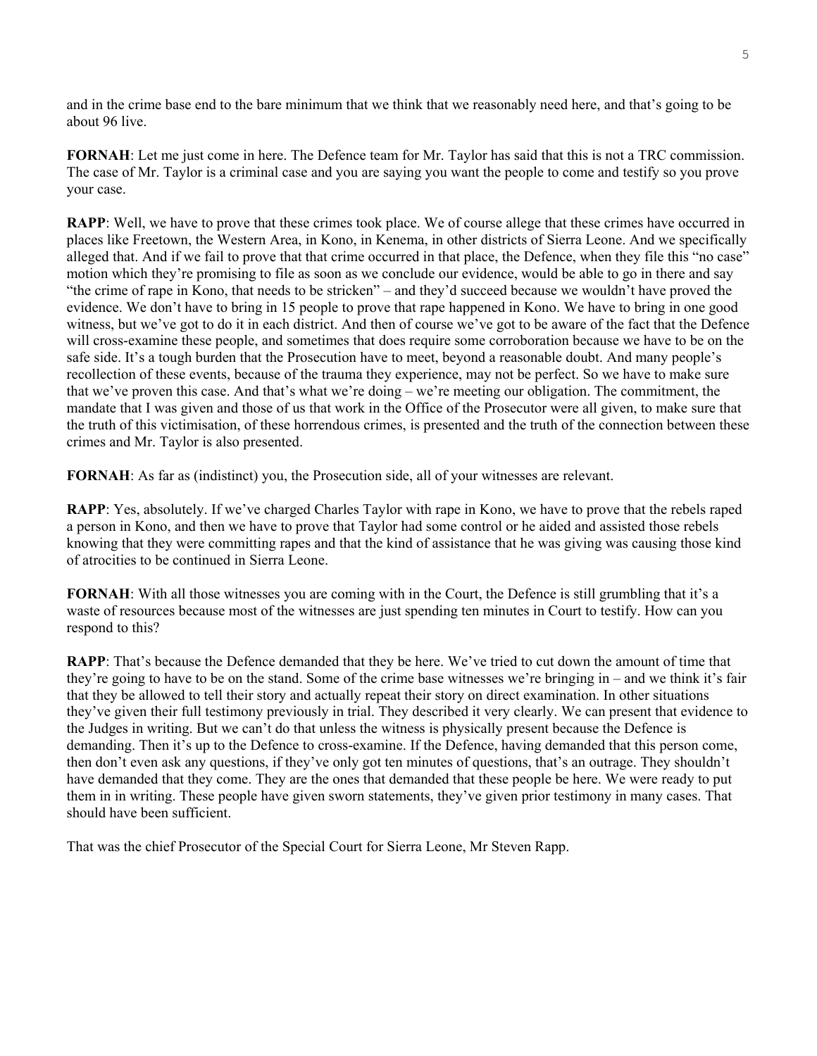and in the crime base end to the bare minimum that we think that we reasonably need here, and that's going to be about 96 live.

**FORNAH**: Let me just come in here. The Defence team for Mr. Taylor has said that this is not a TRC commission. The case of Mr. Taylor is a criminal case and you are saying you want the people to come and testify so you prove your case.

**RAPP**: Well, we have to prove that these crimes took place. We of course allege that these crimes have occurred in places like Freetown, the Western Area, in Kono, in Kenema, in other districts of Sierra Leone. And we specifically alleged that. And if we fail to prove that that crime occurred in that place, the Defence, when they file this "no case" motion which they're promising to file as soon as we conclude our evidence, would be able to go in there and say "the crime of rape in Kono, that needs to be stricken" – and they'd succeed because we wouldn't have proved the evidence. We don't have to bring in 15 people to prove that rape happened in Kono. We have to bring in one good witness, but we've got to do it in each district. And then of course we've got to be aware of the fact that the Defence will cross-examine these people, and sometimes that does require some corroboration because we have to be on the safe side. It's a tough burden that the Prosecution have to meet, beyond a reasonable doubt. And many people's recollection of these events, because of the trauma they experience, may not be perfect. So we have to make sure that we've proven this case. And that's what we're doing – we're meeting our obligation. The commitment, the mandate that I was given and those of us that work in the Office of the Prosecutor were all given, to make sure that the truth of this victimisation, of these horrendous crimes, is presented and the truth of the connection between these crimes and Mr. Taylor is also presented.

**FORNAH**: As far as (indistinct) you, the Prosecution side, all of your witnesses are relevant.

**RAPP**: Yes, absolutely. If we've charged Charles Taylor with rape in Kono, we have to prove that the rebels raped a person in Kono, and then we have to prove that Taylor had some control or he aided and assisted those rebels knowing that they were committing rapes and that the kind of assistance that he was giving was causing those kind of atrocities to be continued in Sierra Leone.

**FORNAH**: With all those witnesses you are coming with in the Court, the Defence is still grumbling that it's a waste of resources because most of the witnesses are just spending ten minutes in Court to testify. How can you respond to this?

**RAPP**: That's because the Defence demanded that they be here. We've tried to cut down the amount of time that they're going to have to be on the stand. Some of the crime base witnesses we're bringing in – and we think it's fair that they be allowed to tell their story and actually repeat their story on direct examination. In other situations they've given their full testimony previously in trial. They described it very clearly. We can present that evidence to the Judges in writing. But we can't do that unless the witness is physically present because the Defence is demanding. Then it's up to the Defence to cross-examine. If the Defence, having demanded that this person come, then don't even ask any questions, if they've only got ten minutes of questions, that's an outrage. They shouldn't have demanded that they come. They are the ones that demanded that these people be here. We were ready to put them in in writing. These people have given sworn statements, they've given prior testimony in many cases. That should have been sufficient.

That was the chief Prosecutor of the Special Court for Sierra Leone, Mr Steven Rapp.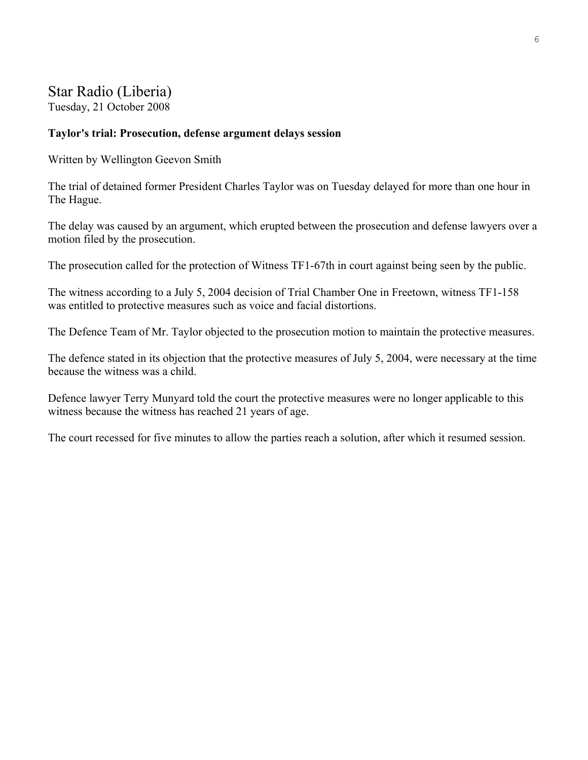## Star Radio (Liberia)

Tuesday, 21 October 2008

**Taylor's trial: Prosecution, defense argument delays session**

Written by Wellington Geevon Smith

The trial of detained former President Charles Taylor was on Tuesday delayed for more than one hour in The Hague.

The delay was caused by an argument, which erupted between the prosecution and defense lawyers over a motion filed by the prosecution.

The prosecution called for the protection of Witness TF1-67th in court against being seen by the public.

The witness according to a July 5, 2004 decision of Trial Chamber One in Freetown, witness TF1-158 was entitled to protective measures such as voice and facial distortions.

The Defence Team of Mr. Taylor objected to the prosecution motion to maintain the protective measures.

The defence stated in its objection that the protective measures of July 5, 2004, were necessary at the time because the witness was a child.

Defence lawyer Terry Munyard told the court the protective measures were no longer applicable to this witness because the witness has reached 21 years of age.

The court recessed for five minutes to allow the parties reach a solution, after which it resumed session.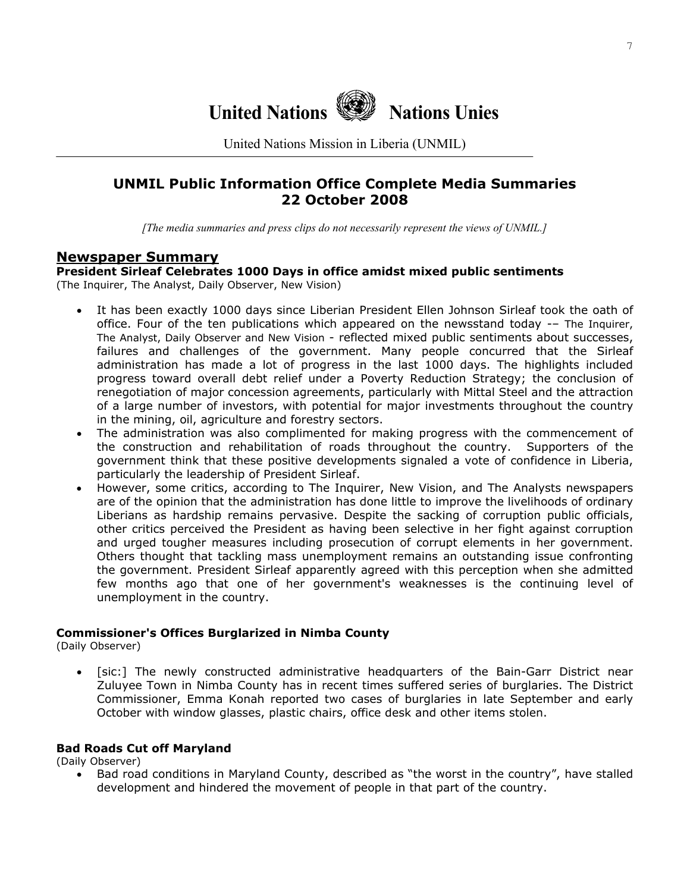# United Nations Nations Unies

United Nations Mission in Liberia (UNMIL)

## UNMIL Public Information Office Complete Media Summaries
## 22 October 2008

*[The media summaries and press clips do not necessarily represent the views of UNMIL.]*

## Newspaper Summary

**President Sirleaf Celebrates 1000 Days in office amidst mixed public sentiments**
(The Inquirer, The Analyst, Daily Observer, New Vision)

- It has been exactly 1000 days since Liberian President Ellen Johnson Sirleaf took the oath of office. Four of the ten publications which appeared on the newsstand today -– The Inquirer, The Analyst, Daily Observer and New Vision - reflected mixed public sentiments about successes, failures and challenges of the government. Many people concurred that the Sirleaf administration has made a lot of progress in the last 1000 days. The highlights included progress toward overall debt relief under a Poverty Reduction Strategy; the conclusion of renegotiation of major concession agreements, particularly with Mittal Steel and the attraction of a large number of investors, with potential for major investments throughout the country in the mining, oil, agriculture and forestry sectors.
- The administration was also complimented for making progress with the commencement of the construction and rehabilitation of roads throughout the country. Supporters of the government think that these positive developments signaled a vote of confidence in Liberia, particularly the leadership of President Sirleaf.
- However, some critics, according to The Inquirer, New Vision, and The Analysts newspapers are of the opinion that the administration has done little to improve the livelihoods of ordinary Liberians as hardship remains pervasive. Despite the sacking of corruption public officials, other critics perceived the President as having been selective in her fight against corruption and urged tougher measures including prosecution of corrupt elements in her government. Others thought that tackling mass unemployment remains an outstanding issue confronting the government. President Sirleaf apparently agreed with this perception when she admitted few months ago that one of her government's weaknesses is the continuing level of unemployment in the country.

**Commissioner's Offices Burglarized in Nimba County**
(Daily Observer)

- [sic:] The newly constructed administrative headquarters of the Bain-Garr District near Zuluyee Town in Nimba County has in recent times suffered series of burglaries. The District Commissioner, Emma Konah reported two cases of burglaries in late September and early October with window glasses, plastic chairs, office desk and other items stolen.

**Bad Roads Cut off Maryland**
(Daily Observer)

- Bad road conditions in Maryland County, described as "the worst in the country", have stalled development and hindered the movement of people in that part of the country.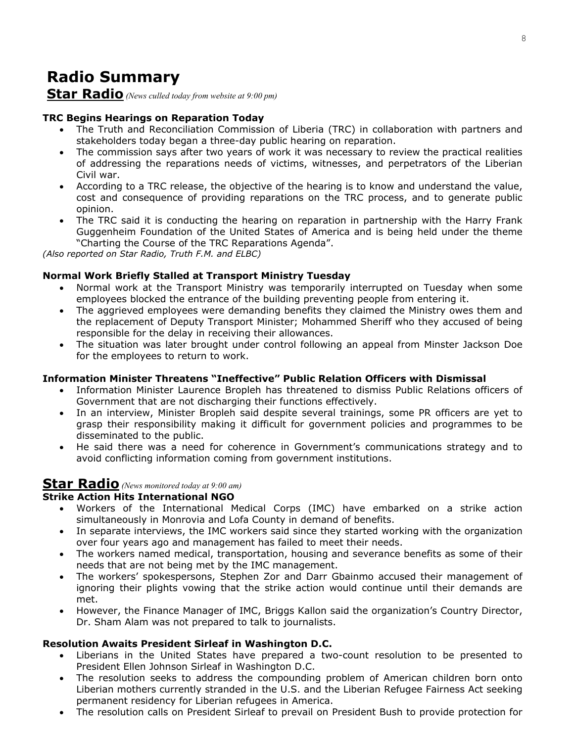# Radio Summary

## Star Radio *(News culled today from website at 9:00 pm)*

### TRC Begins Hearings on Reparation Today

- The Truth and Reconciliation Commission of Liberia (TRC) in collaboration with partners and stakeholders today began a three-day public hearing on reparation.
- The commission says after two years of work it was necessary to review the practical realities of addressing the reparations needs of victims, witnesses, and perpetrators of the Liberian Civil war.
- According to a TRC release, the objective of the hearing is to know and understand the value, cost and consequence of providing reparations on the TRC process, and to generate public opinion.
- The TRC said it is conducting the hearing on reparation in partnership with the Harry Frank Guggenheim Foundation of the United States of America and is being held under the theme "Charting the Course of the TRC Reparations Agenda".

*(Also reported on Star Radio, Truth F.M. and ELBC)*

### Normal Work Briefly Stalled at Transport Ministry Tuesday

- Normal work at the Transport Ministry was temporarily interrupted on Tuesday when some employees blocked the entrance of the building preventing people from entering it.
- The aggrieved employees were demanding benefits they claimed the Ministry owes them and the replacement of Deputy Transport Minister; Mohammed Sheriff who they accused of being responsible for the delay in receiving their allowances.
- The situation was later brought under control following an appeal from Minster Jackson Doe for the employees to return to work.

### Information Minister Threatens "Ineffective" Public Relation Officers with Dismissal

- Information Minister Laurence Bropleh has threatened to dismiss Public Relations officers of Government that are not discharging their functions effectively.
- In an interview, Minister Bropleh said despite several trainings, some PR officers are yet to grasp their responsibility making it difficult for government policies and programmes to be disseminated to the public.
- He said there was a need for coherence in Government's communications strategy and to avoid conflicting information coming from government institutions.

## Star Radio *(News monitored today at 9:00 am)*

### Strike Action Hits International NGO

- Workers of the International Medical Corps (IMC) have embarked on a strike action simultaneously in Monrovia and Lofa County in demand of benefits.
- In separate interviews, the IMC workers said since they started working with the organization over four years ago and management has failed to meet their needs.
- The workers named medical, transportation, housing and severance benefits as some of their needs that are not being met by the IMC management.
- The workers' spokespersons, Stephen Zor and Darr Gbainmo accused their management of ignoring their plights vowing that the strike action would continue until their demands are met.
- However, the Finance Manager of IMC, Briggs Kallon said the organization's Country Director, Dr. Sham Alam was not prepared to talk to journalists.

### Resolution Awaits President Sirleaf in Washington D.C.

- Liberians in the United States have prepared a two-count resolution to be presented to President Ellen Johnson Sirleaf in Washington D.C.
- The resolution seeks to address the compounding problem of American children born onto Liberian mothers currently stranded in the U.S. and the Liberian Refugee Fairness Act seeking permanent residency for Liberian refugees in America.
- The resolution calls on President Sirleaf to prevail on President Bush to provide protection for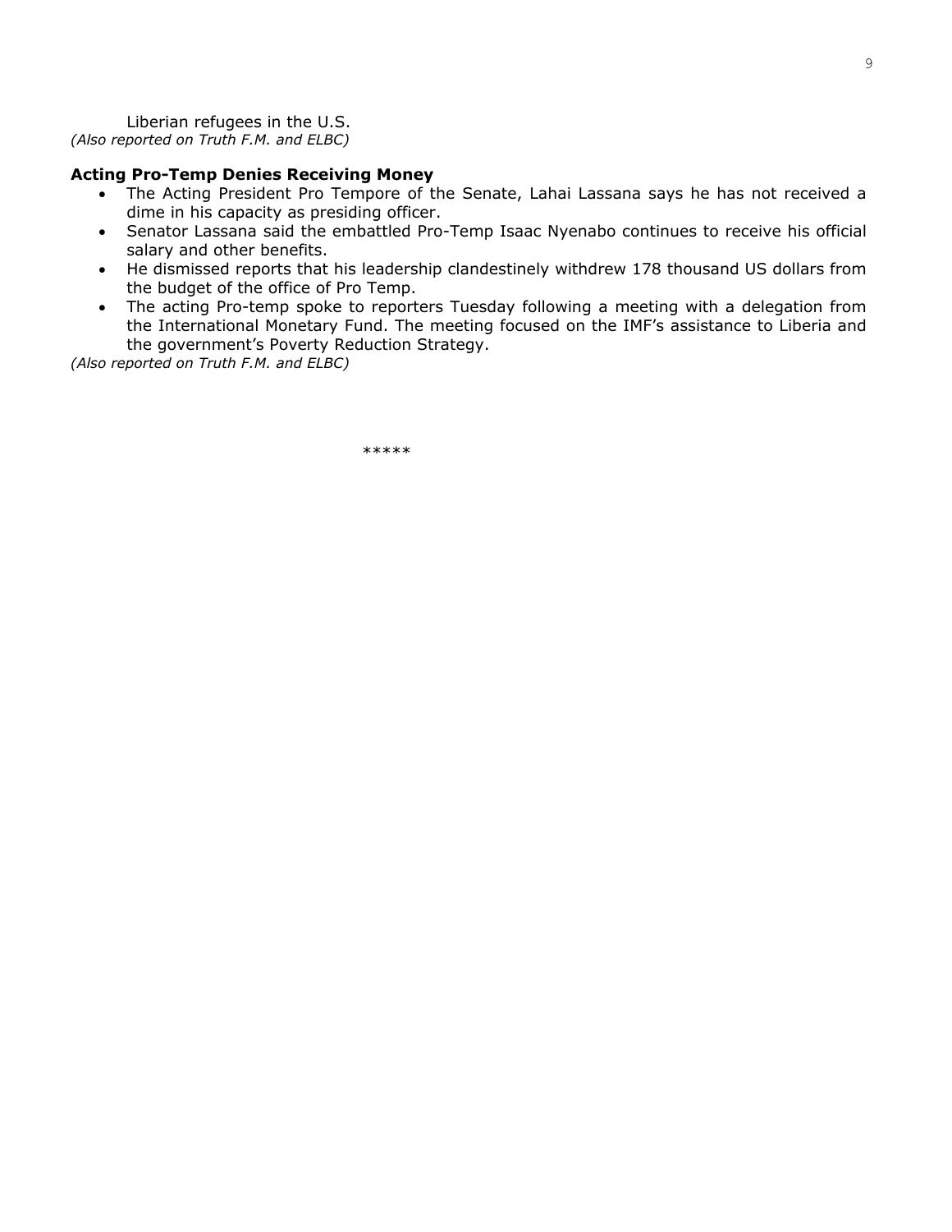Liberian refugees in the U.S.

*(Also reported on Truth F.M. and ELBC)*

**Acting Pro-Temp Denies Receiving Money**

- The Acting President Pro Tempore of the Senate, Lahai Lassana says he has not received a dime in his capacity as presiding officer.
- Senator Lassana said the embattled Pro-Temp Isaac Nyenabo continues to receive his official salary and other benefits.
- He dismissed reports that his leadership clandestinely withdrew 178 thousand US dollars from the budget of the office of Pro Temp.
- The acting Pro-temp spoke to reporters Tuesday following a meeting with a delegation from the International Monetary Fund. The meeting focused on the IMF's assistance to Liberia and the government's Poverty Reduction Strategy.

*(Also reported on Truth F.M. and ELBC)*

*****